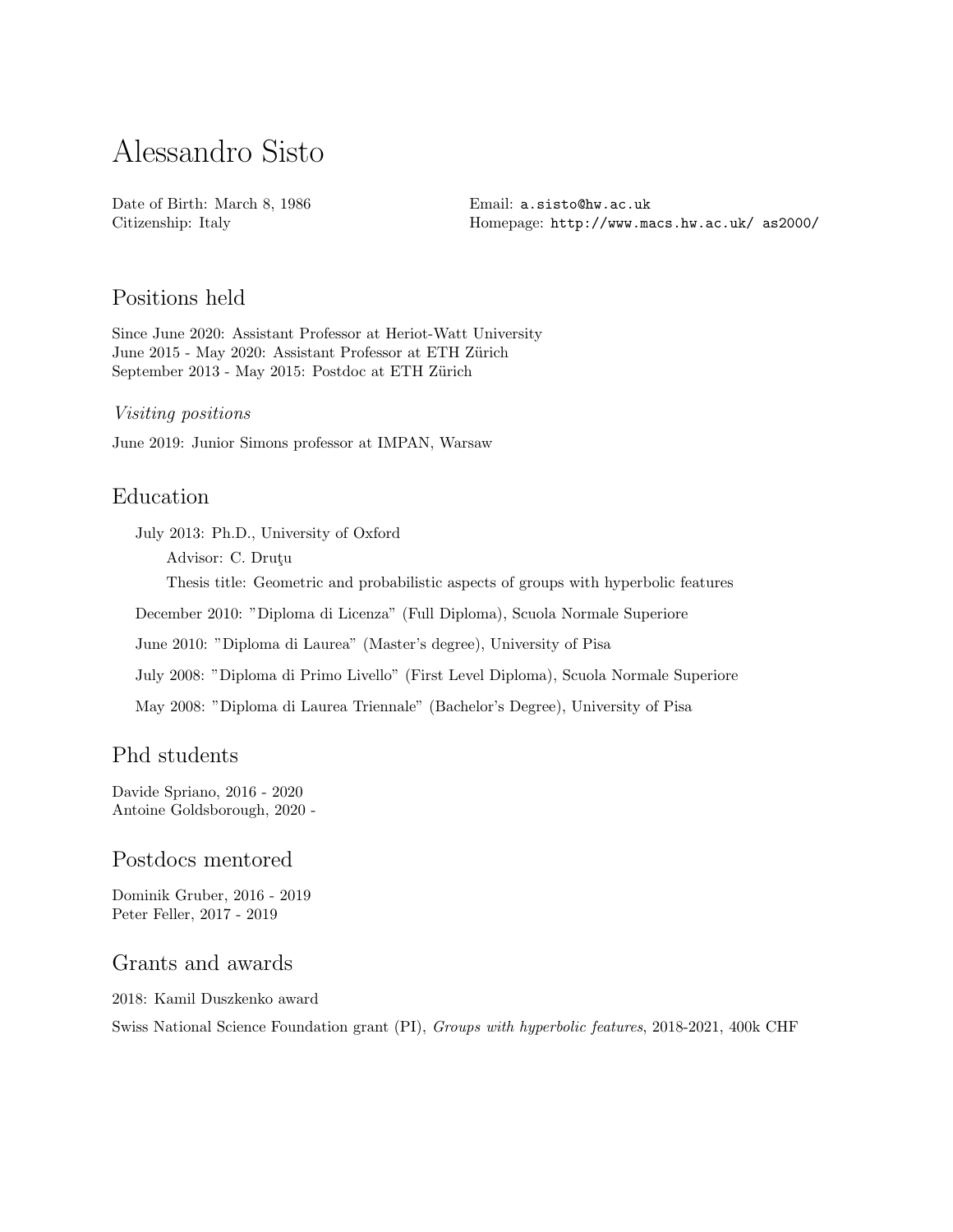# Alessandro Sisto

Date of Birth: March 8, 1986
Citizenship: Italy

Email: a.sisto@hw.ac.uk
Homepage: http://www.macs.hw.ac.uk/ as2000/

## Positions held

Since June 2020: Assistant Professor at Heriot-Watt University
June 2015 - May 2020: Assistant Professor at ETH Zürich
September 2013 - May 2015: Postdoc at ETH Zürich

*Visiting positions*

June 2019: Junior Simons professor at IMPAN, Warsaw

## Education

July 2013: Ph.D., University of Oxford
Advisor: C. Druţu
Thesis title: Geometric and probabilistic aspects of groups with hyperbolic features

December 2010: "Diploma di Licenza" (Full Diploma), Scuola Normale Superiore

June 2010: "Diploma di Laurea" (Master's degree), University of Pisa

July 2008: "Diploma di Primo Livello" (First Level Diploma), Scuola Normale Superiore

May 2008: "Diploma di Laurea Triennale" (Bachelor's Degree), University of Pisa

## Phd students

Davide Spriano, 2016 - 2020
Antoine Goldsborough, 2020 -

## Postdocs mentored

Dominik Gruber, 2016 - 2019
Peter Feller, 2017 - 2019

## Grants and awards

2018: Kamil Duszkenko award

Swiss National Science Foundation grant (PI), *Groups with hyperbolic features*, 2018-2021, 400k CHF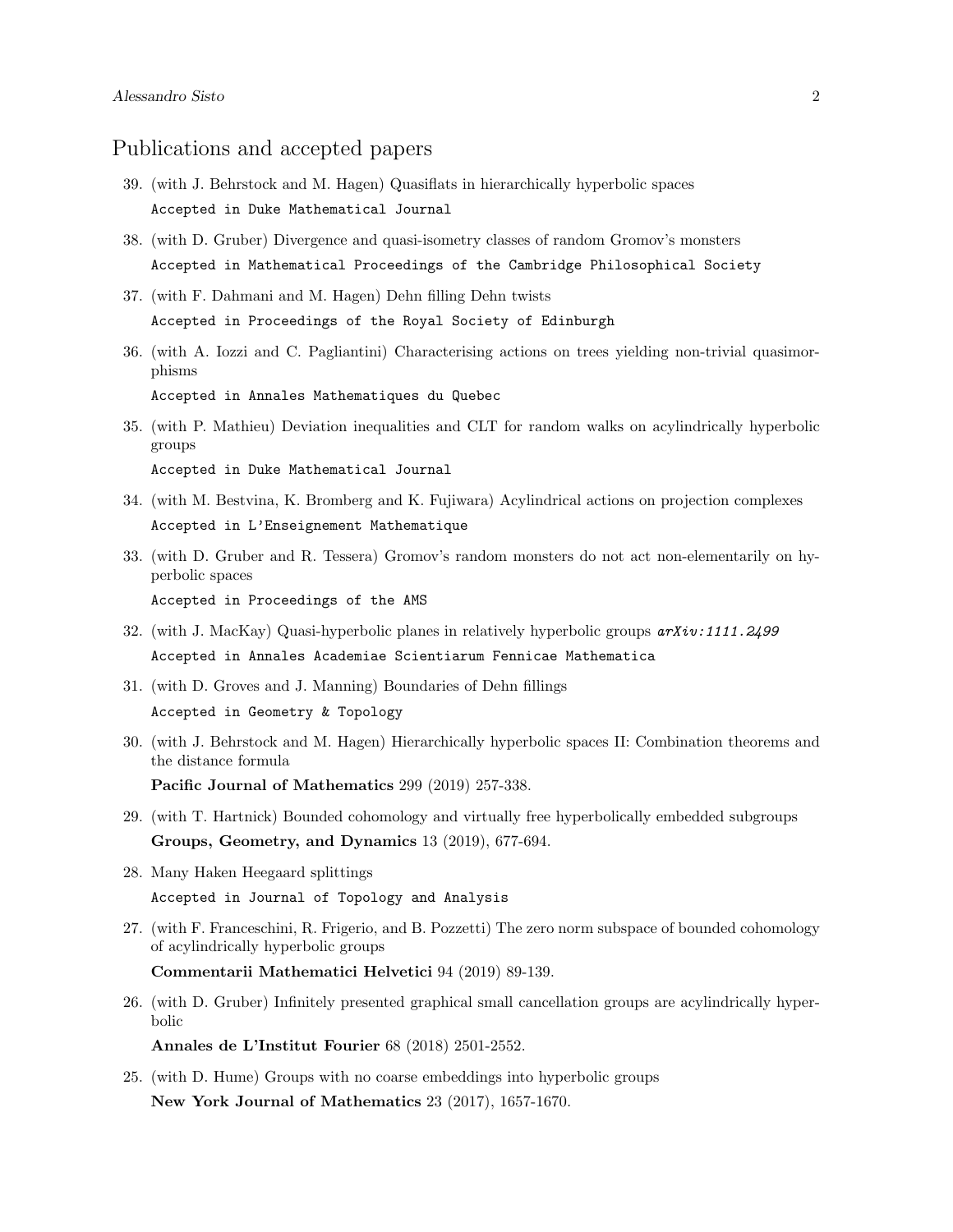## Publications and accepted papers

39. (with J. Behrstock and M. Hagen) Quasiflats in hierarchically hyperbolic spaces
    `Accepted in Duke Mathematical Journal`

38. (with D. Gruber) Divergence and quasi-isometry classes of random Gromov's monsters
    `Accepted in Mathematical Proceedings of the Cambridge Philosophical Society`

37. (with F. Dahmani and M. Hagen) Dehn filling Dehn twists
    `Accepted in Proceedings of the Royal Society of Edinburgh`

36. (with A. Iozzi and C. Pagliantini) Characterising actions on trees yielding non-trivial quasimorphisms
    `Accepted in Annales Mathematiques du Quebec`

35. (with P. Mathieu) Deviation inequalities and CLT for random walks on acylindrically hyperbolic groups
    `Accepted in Duke Mathematical Journal`

34. (with M. Bestvina, K. Bromberg and K. Fujiwara) Acylindrical actions on projection complexes
    `Accepted in L'Enseignement Mathematique`

33. (with D. Gruber and R. Tessera) Gromov's random monsters do not act non-elementarily on hyperbolic spaces
    `Accepted in Proceedings of the AMS`

32. (with J. MacKay) Quasi-hyperbolic planes in relatively hyperbolic groups *arXiv:1111.2499*
    `Accepted in Annales Academiae Scientiarum Fennicae Mathematica`

31. (with D. Groves and J. Manning) Boundaries of Dehn fillings
    `Accepted in Geometry & Topology`

30. (with J. Behrstock and M. Hagen) Hierarchically hyperbolic spaces II: Combination theorems and the distance formula
    **Pacific Journal of Mathematics** 299 (2019) 257-338.

29. (with T. Hartnick) Bounded cohomology and virtually free hyperbolically embedded subgroups
    **Groups, Geometry, and Dynamics** 13 (2019), 677-694.

28. Many Haken Heegaard splittings
    `Accepted in Journal of Topology and Analysis`

27. (with F. Franceschini, R. Frigerio, and B. Pozzetti) The zero norm subspace of bounded cohomology of acylindrically hyperbolic groups
    **Commentarii Mathematici Helvetici** 94 (2019) 89-139.

26. (with D. Gruber) Infinitely presented graphical small cancellation groups are acylindrically hyperbolic
    **Annales de L'Institut Fourier** 68 (2018) 2501-2552.

25. (with D. Hume) Groups with no coarse embeddings into hyperbolic groups
    **New York Journal of Mathematics** 23 (2017), 1657-1670.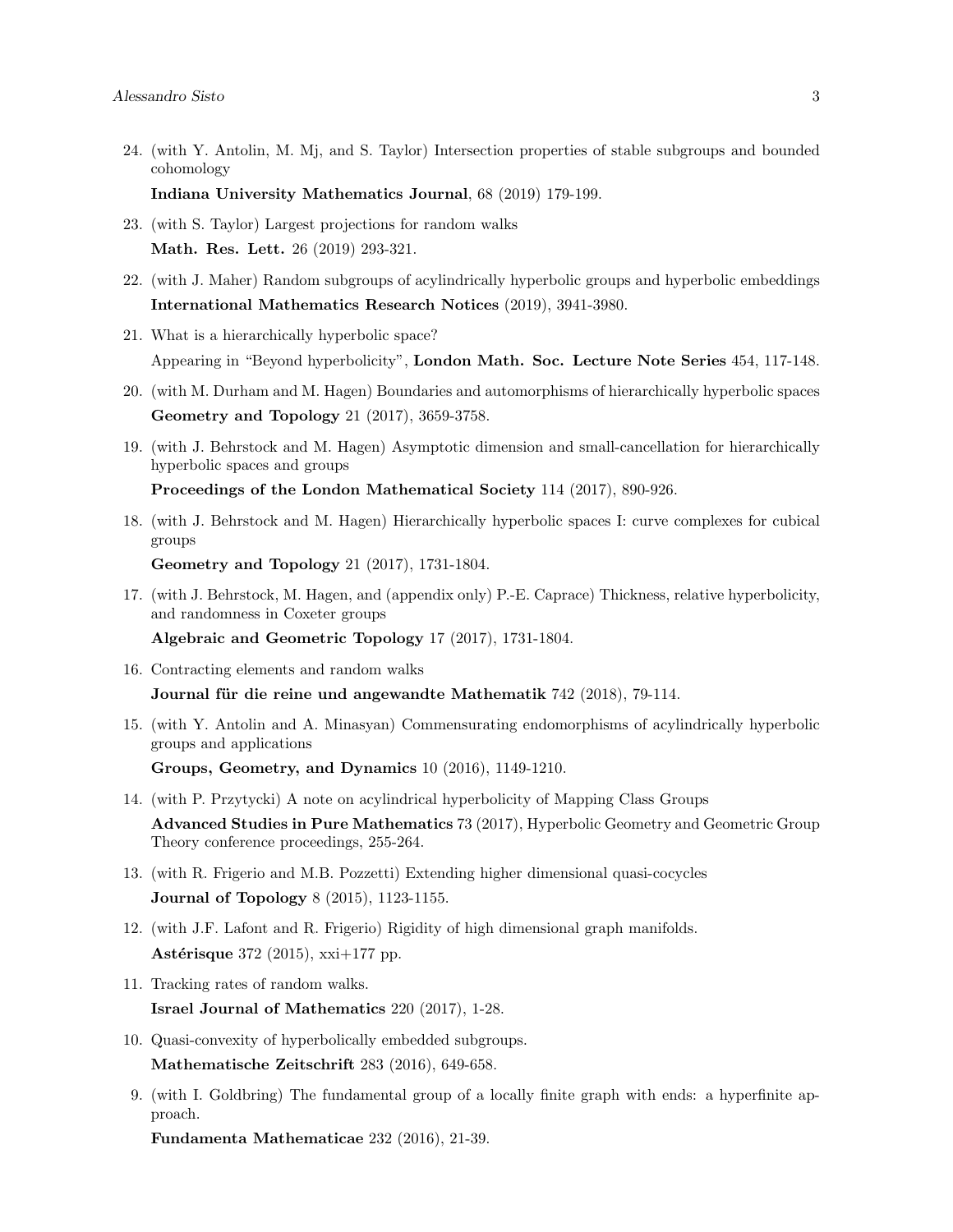24. (with Y. Antolin, M. Mj, and S. Taylor) Intersection properties of stable subgroups and bounded cohomology

    **Indiana University Mathematics Journal**, 68 (2019) 179-199.

23. (with S. Taylor) Largest projections for random walks

    **Math. Res. Lett.** 26 (2019) 293-321.

22. (with J. Maher) Random subgroups of acylindrically hyperbolic groups and hyperbolic embeddings

    **International Mathematics Research Notices** (2019), 3941-3980.

21. What is a hierarchically hyperbolic space?

    Appearing in "Beyond hyperbolicity", **London Math. Soc. Lecture Note Series** 454, 117-148.

20. (with M. Durham and M. Hagen) Boundaries and automorphisms of hierarchically hyperbolic spaces

    **Geometry and Topology** 21 (2017), 3659-3758.

19. (with J. Behrstock and M. Hagen) Asymptotic dimension and small-cancellation for hierarchically hyperbolic spaces and groups

    **Proceedings of the London Mathematical Society** 114 (2017), 890-926.

18. (with J. Behrstock and M. Hagen) Hierarchically hyperbolic spaces I: curve complexes for cubical groups

    **Geometry and Topology** 21 (2017), 1731-1804.

17. (with J. Behrstock, M. Hagen, and (appendix only) P.-E. Caprace) Thickness, relative hyperbolicity, and randomness in Coxeter groups

    **Algebraic and Geometric Topology** 17 (2017), 1731-1804.

16. Contracting elements and random walks

    **Journal für die reine und angewandte Mathematik** 742 (2018), 79-114.

15. (with Y. Antolin and A. Minasyan) Commensurating endomorphisms of acylindrically hyperbolic groups and applications

    **Groups, Geometry, and Dynamics** 10 (2016), 1149-1210.

14. (with P. Przytycki) A note on acylindrical hyperbolicity of Mapping Class Groups

    **Advanced Studies in Pure Mathematics** 73 (2017), Hyperbolic Geometry and Geometric Group Theory conference proceedings, 255-264.

13. (with R. Frigerio and M.B. Pozzetti) Extending higher dimensional quasi-cocycles

    **Journal of Topology** 8 (2015), 1123-1155.

12. (with J.F. Lafont and R. Frigerio) Rigidity of high dimensional graph manifolds.

    **Astérisque** 372 (2015), xxi+177 pp.

11. Tracking rates of random walks.

    **Israel Journal of Mathematics** 220 (2017), 1-28.

10. Quasi-convexity of hyperbolically embedded subgroups.

    **Mathematische Zeitschrift** 283 (2016), 649-658.

9. (with I. Goldbring) The fundamental group of a locally finite graph with ends: a hyperfinite approach.

    **Fundamenta Mathematicae** 232 (2016), 21-39.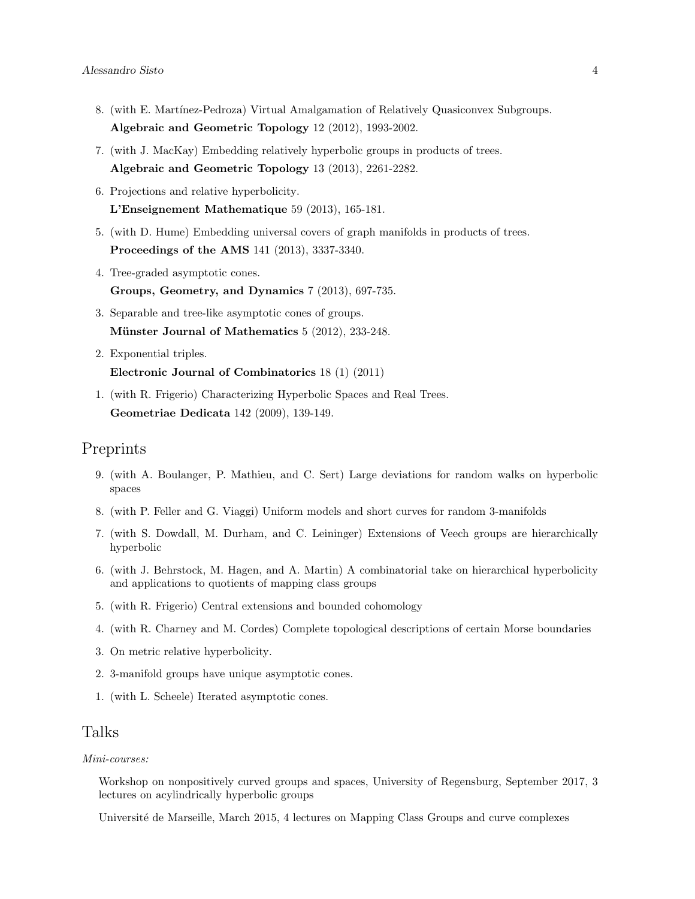8. (with E. Martínez-Pedroza) Virtual Amalgamation of Relatively Quasiconvex Subgroups. **Algebraic and Geometric Topology** 12 (2012), 1993-2002.
7. (with J. MacKay) Embedding relatively hyperbolic groups in products of trees. **Algebraic and Geometric Topology** 13 (2013), 2261-2282.
6. Projections and relative hyperbolicity. **L'Enseignement Mathematique** 59 (2013), 165-181.
5. (with D. Hume) Embedding universal covers of graph manifolds in products of trees. **Proceedings of the AMS** 141 (2013), 3337-3340.
4. Tree-graded asymptotic cones. **Groups, Geometry, and Dynamics** 7 (2013), 697-735.
3. Separable and tree-like asymptotic cones of groups. **Münster Journal of Mathematics** 5 (2012), 233-248.
2. Exponential triples. **Electronic Journal of Combinatorics** 18 (1) (2011)
1. (with R. Frigerio) Characterizing Hyperbolic Spaces and Real Trees. **Geometriae Dedicata** 142 (2009), 139-149.

## Preprints

9. (with A. Boulanger, P. Mathieu, and C. Sert) Large deviations for random walks on hyperbolic spaces
8. (with P. Feller and G. Viaggi) Uniform models and short curves for random 3-manifolds
7. (with S. Dowdall, M. Durham, and C. Leininger) Extensions of Veech groups are hierarchically hyperbolic
6. (with J. Behrstock, M. Hagen, and A. Martin) A combinatorial take on hierarchical hyperbolicity and applications to quotients of mapping class groups
5. (with R. Frigerio) Central extensions and bounded cohomology
4. (with R. Charney and M. Cordes) Complete topological descriptions of certain Morse boundaries
3. On metric relative hyperbolicity.
2. 3-manifold groups have unique asymptotic cones.
1. (with L. Scheele) Iterated asymptotic cones.

## Talks

*Mini-courses:*

Workshop on nonpositively curved groups and spaces, University of Regensburg, September 2017, 3 lectures on acylindrically hyperbolic groups

Université de Marseille, March 2015, 4 lectures on Mapping Class Groups and curve complexes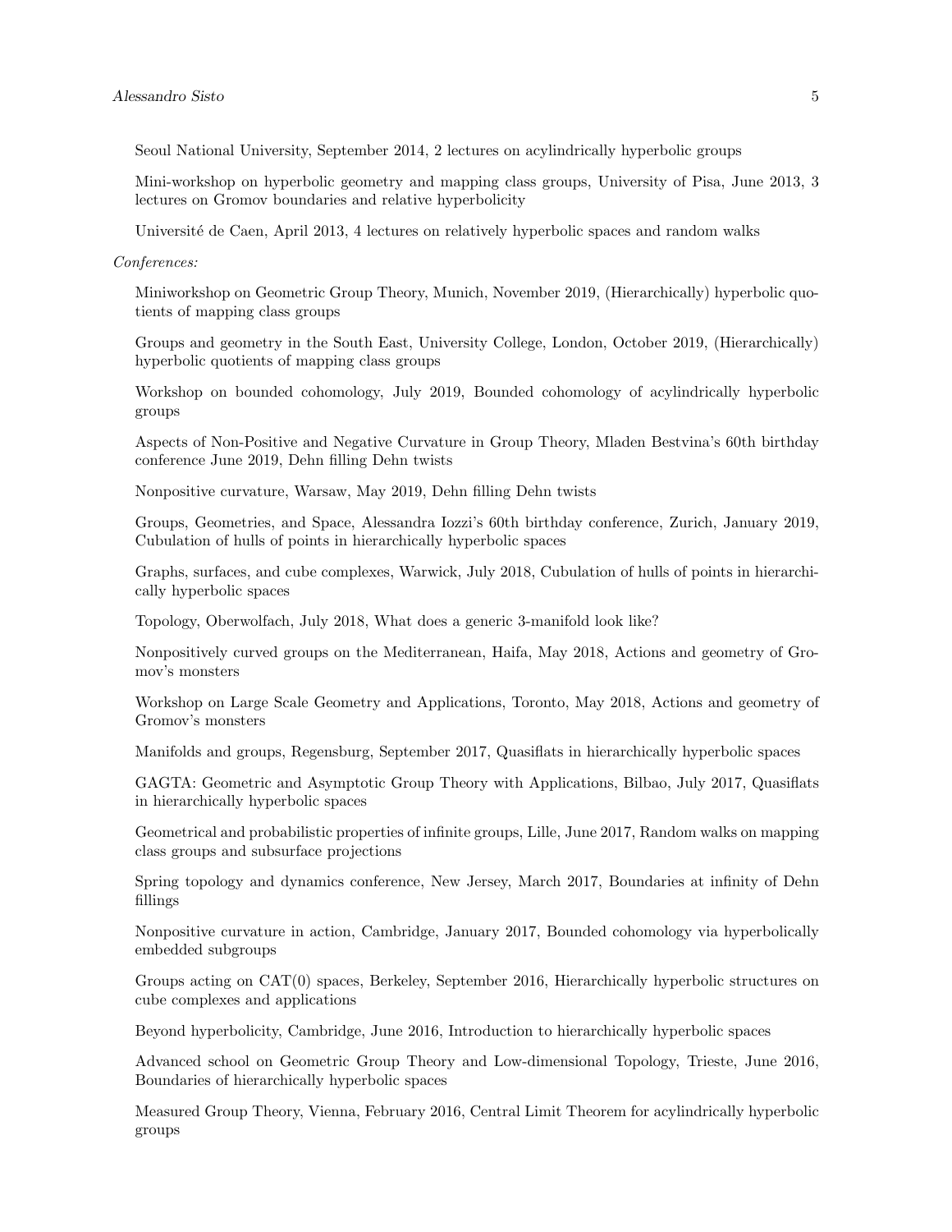Seoul National University, September 2014, 2 lectures on acylindrically hyperbolic groups

Mini-workshop on hyperbolic geometry and mapping class groups, University of Pisa, June 2013, 3 lectures on Gromov boundaries and relative hyperbolicity

Université de Caen, April 2013, 4 lectures on relatively hyperbolic spaces and random walks

*Conferences:*

Miniworkshop on Geometric Group Theory, Munich, November 2019, (Hierarchically) hyperbolic quotients of mapping class groups

Groups and geometry in the South East, University College, London, October 2019, (Hierarchically) hyperbolic quotients of mapping class groups

Workshop on bounded cohomology, July 2019, Bounded cohomology of acylindrically hyperbolic groups

Aspects of Non-Positive and Negative Curvature in Group Theory, Mladen Bestvina's 60th birthday conference June 2019, Dehn filling Dehn twists

Nonpositive curvature, Warsaw, May 2019, Dehn filling Dehn twists

Groups, Geometries, and Space, Alessandra Iozzi's 60th birthday conference, Zurich, January 2019, Cubulation of hulls of points in hierarchically hyperbolic spaces

Graphs, surfaces, and cube complexes, Warwick, July 2018, Cubulation of hulls of points in hierarchically hyperbolic spaces

Topology, Oberwolfach, July 2018, What does a generic 3-manifold look like?

Nonpositively curved groups on the Mediterranean, Haifa, May 2018, Actions and geometry of Gromov's monsters

Workshop on Large Scale Geometry and Applications, Toronto, May 2018, Actions and geometry of Gromov's monsters

Manifolds and groups, Regensburg, September 2017, Quasiflats in hierarchically hyperbolic spaces

GAGTA: Geometric and Asymptotic Group Theory with Applications, Bilbao, July 2017, Quasiflats in hierarchically hyperbolic spaces

Geometrical and probabilistic properties of infinite groups, Lille, June 2017, Random walks on mapping class groups and subsurface projections

Spring topology and dynamics conference, New Jersey, March 2017, Boundaries at infinity of Dehn fillings

Nonpositive curvature in action, Cambridge, January 2017, Bounded cohomology via hyperbolically embedded subgroups

Groups acting on CAT(0) spaces, Berkeley, September 2016, Hierarchically hyperbolic structures on cube complexes and applications

Beyond hyperbolicity, Cambridge, June 2016, Introduction to hierarchically hyperbolic spaces

Advanced school on Geometric Group Theory and Low-dimensional Topology, Trieste, June 2016, Boundaries of hierarchically hyperbolic spaces

Measured Group Theory, Vienna, February 2016, Central Limit Theorem for acylindrically hyperbolic groups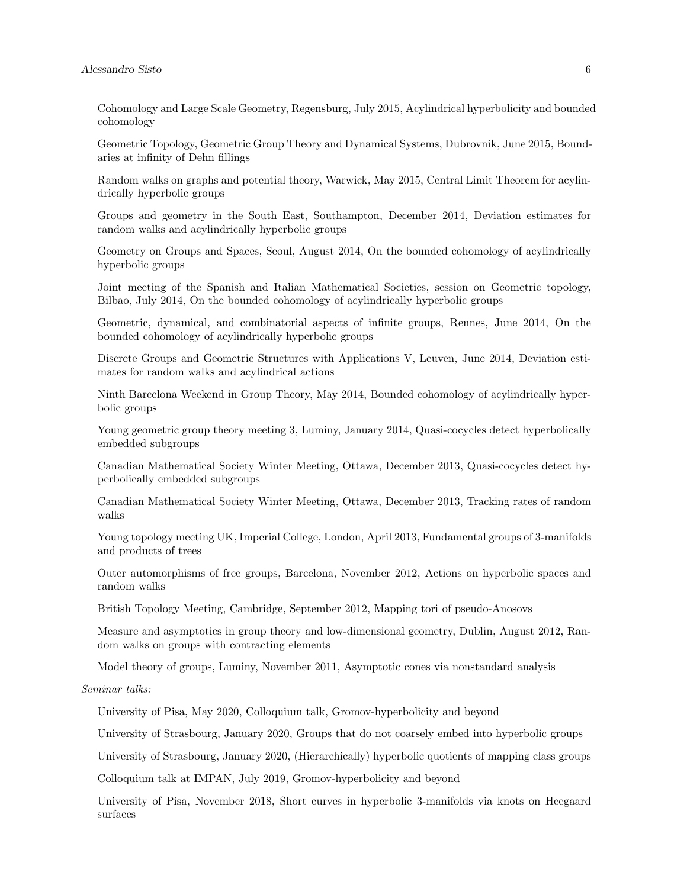Cohomology and Large Scale Geometry, Regensburg, July 2015, Acylindrical hyperbolicity and bounded cohomology

Geometric Topology, Geometric Group Theory and Dynamical Systems, Dubrovnik, June 2015, Boundaries at infinity of Dehn fillings

Random walks on graphs and potential theory, Warwick, May 2015, Central Limit Theorem for acylindrically hyperbolic groups

Groups and geometry in the South East, Southampton, December 2014, Deviation estimates for random walks and acylindrically hyperbolic groups

Geometry on Groups and Spaces, Seoul, August 2014, On the bounded cohomology of acylindrically hyperbolic groups

Joint meeting of the Spanish and Italian Mathematical Societies, session on Geometric topology, Bilbao, July 2014, On the bounded cohomology of acylindrically hyperbolic groups

Geometric, dynamical, and combinatorial aspects of infinite groups, Rennes, June 2014, On the bounded cohomology of acylindrically hyperbolic groups

Discrete Groups and Geometric Structures with Applications V, Leuven, June 2014, Deviation estimates for random walks and acylindrical actions

Ninth Barcelona Weekend in Group Theory, May 2014, Bounded cohomology of acylindrically hyperbolic groups

Young geometric group theory meeting 3, Luminy, January 2014, Quasi-cocycles detect hyperbolically embedded subgroups

Canadian Mathematical Society Winter Meeting, Ottawa, December 2013, Quasi-cocycles detect hyperbolically embedded subgroups

Canadian Mathematical Society Winter Meeting, Ottawa, December 2013, Tracking rates of random walks

Young topology meeting UK, Imperial College, London, April 2013, Fundamental groups of 3-manifolds and products of trees

Outer automorphisms of free groups, Barcelona, November 2012, Actions on hyperbolic spaces and random walks

British Topology Meeting, Cambridge, September 2012, Mapping tori of pseudo-Anosovs

Measure and asymptotics in group theory and low-dimensional geometry, Dublin, August 2012, Random walks on groups with contracting elements

Model theory of groups, Luminy, November 2011, Asymptotic cones via nonstandard analysis

*Seminar talks:*

University of Pisa, May 2020, Colloquium talk, Gromov-hyperbolicity and beyond

University of Strasbourg, January 2020, Groups that do not coarsely embed into hyperbolic groups

University of Strasbourg, January 2020, (Hierarchically) hyperbolic quotients of mapping class groups

Colloquium talk at IMPAN, July 2019, Gromov-hyperbolicity and beyond

University of Pisa, November 2018, Short curves in hyperbolic 3-manifolds via knots on Heegaard surfaces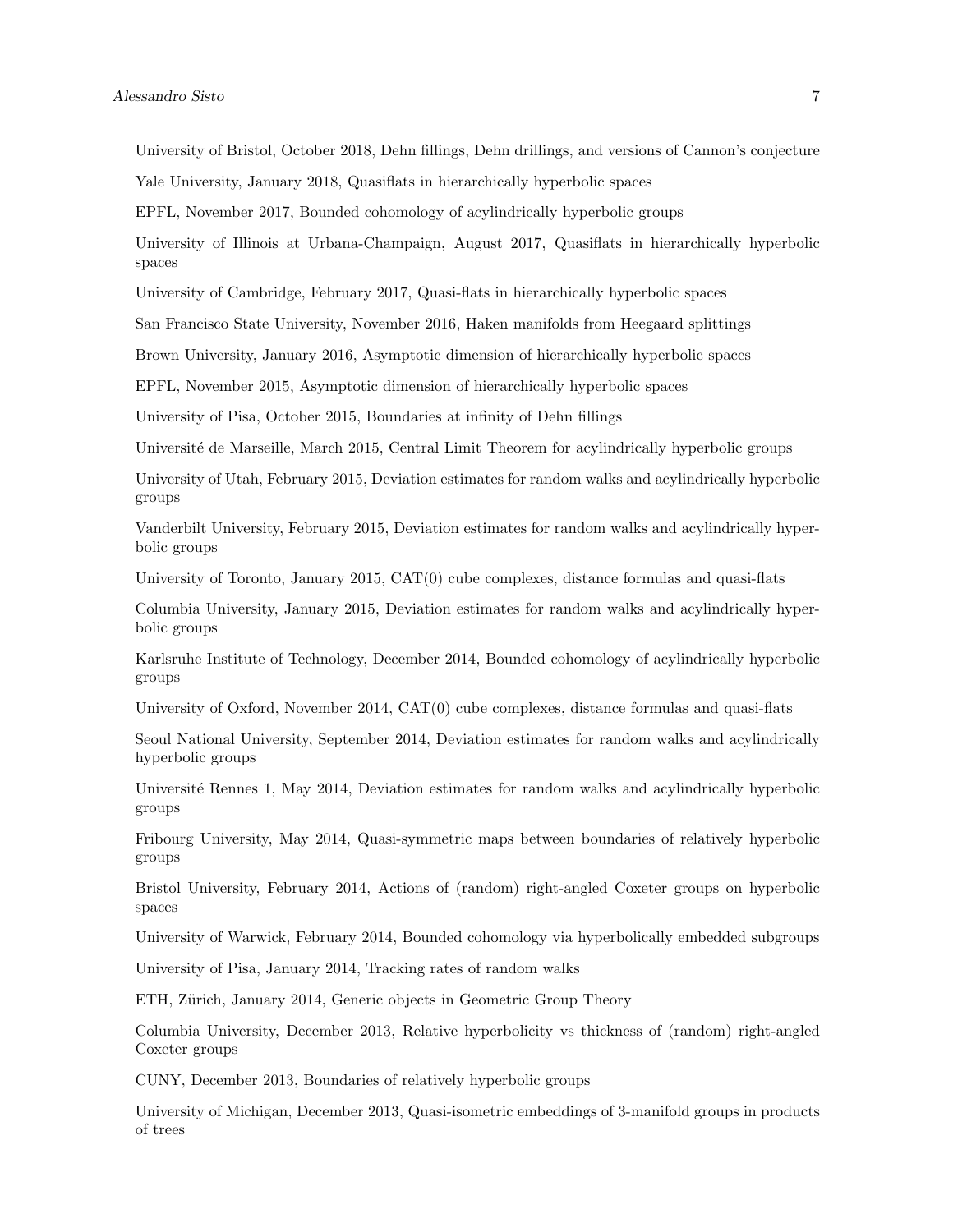University of Bristol, October 2018, Dehn fillings, Dehn drillings, and versions of Cannon's conjecture

Yale University, January 2018, Quasiflats in hierarchically hyperbolic spaces

EPFL, November 2017, Bounded cohomology of acylindrically hyperbolic groups

University of Illinois at Urbana-Champaign, August 2017, Quasiflats in hierarchically hyperbolic spaces

University of Cambridge, February 2017, Quasi-flats in hierarchically hyperbolic spaces

San Francisco State University, November 2016, Haken manifolds from Heegaard splittings

Brown University, January 2016, Asymptotic dimension of hierarchically hyperbolic spaces

EPFL, November 2015, Asymptotic dimension of hierarchically hyperbolic spaces

University of Pisa, October 2015, Boundaries at infinity of Dehn fillings

Université de Marseille, March 2015, Central Limit Theorem for acylindrically hyperbolic groups

University of Utah, February 2015, Deviation estimates for random walks and acylindrically hyperbolic groups

Vanderbilt University, February 2015, Deviation estimates for random walks and acylindrically hyperbolic groups

University of Toronto, January 2015, CAT(0) cube complexes, distance formulas and quasi-flats

Columbia University, January 2015, Deviation estimates for random walks and acylindrically hyperbolic groups

Karlsruhe Institute of Technology, December 2014, Bounded cohomology of acylindrically hyperbolic groups

University of Oxford, November 2014, CAT(0) cube complexes, distance formulas and quasi-flats

Seoul National University, September 2014, Deviation estimates for random walks and acylindrically hyperbolic groups

Université Rennes 1, May 2014, Deviation estimates for random walks and acylindrically hyperbolic groups

Fribourg University, May 2014, Quasi-symmetric maps between boundaries of relatively hyperbolic groups

Bristol University, February 2014, Actions of (random) right-angled Coxeter groups on hyperbolic spaces

University of Warwick, February 2014, Bounded cohomology via hyperbolically embedded subgroups

University of Pisa, January 2014, Tracking rates of random walks

ETH, Zürich, January 2014, Generic objects in Geometric Group Theory

Columbia University, December 2013, Relative hyperbolicity vs thickness of (random) right-angled Coxeter groups

CUNY, December 2013, Boundaries of relatively hyperbolic groups

University of Michigan, December 2013, Quasi-isometric embeddings of 3-manifold groups in products of trees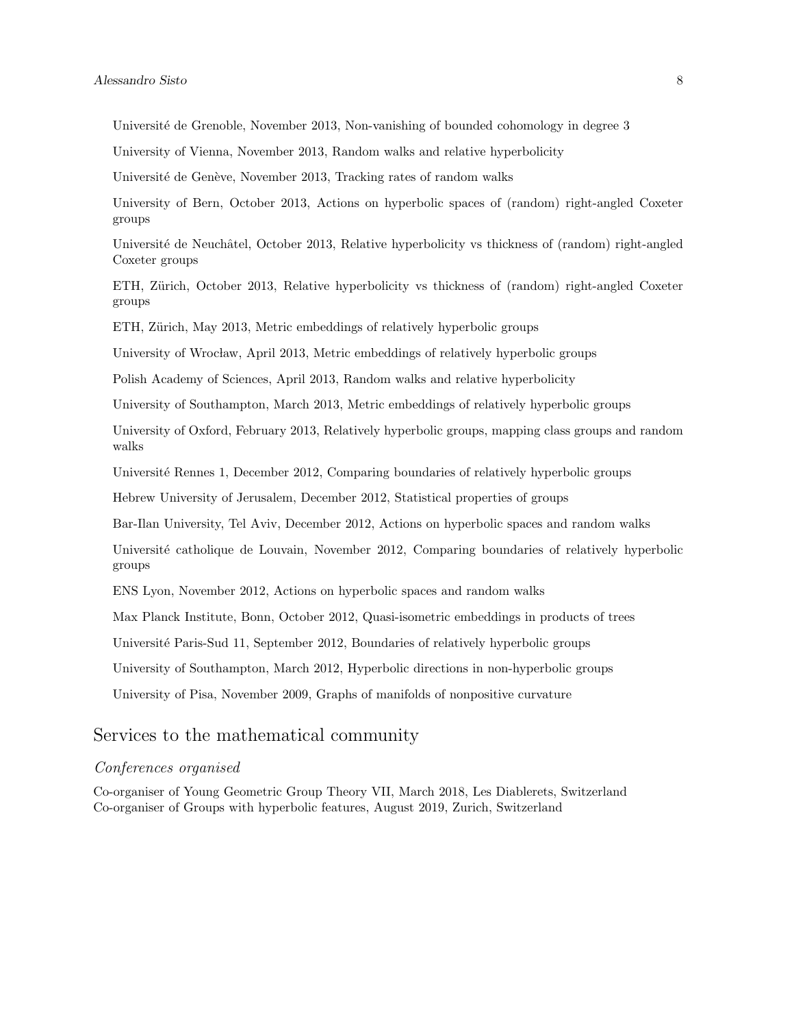Université de Grenoble, November 2013, Non-vanishing of bounded cohomology in degree 3

University of Vienna, November 2013, Random walks and relative hyperbolicity

Université de Genève, November 2013, Tracking rates of random walks

University of Bern, October 2013, Actions on hyperbolic spaces of (random) right-angled Coxeter groups

Université de Neuchâtel, October 2013, Relative hyperbolicity vs thickness of (random) right-angled Coxeter groups

ETH, Zürich, October 2013, Relative hyperbolicity vs thickness of (random) right-angled Coxeter groups

ETH, Zürich, May 2013, Metric embeddings of relatively hyperbolic groups

University of Wrocław, April 2013, Metric embeddings of relatively hyperbolic groups

Polish Academy of Sciences, April 2013, Random walks and relative hyperbolicity

University of Southampton, March 2013, Metric embeddings of relatively hyperbolic groups

University of Oxford, February 2013, Relatively hyperbolic groups, mapping class groups and random walks

Université Rennes 1, December 2012, Comparing boundaries of relatively hyperbolic groups

Hebrew University of Jerusalem, December 2012, Statistical properties of groups

Bar-Ilan University, Tel Aviv, December 2012, Actions on hyperbolic spaces and random walks

Université catholique de Louvain, November 2012, Comparing boundaries of relatively hyperbolic groups

ENS Lyon, November 2012, Actions on hyperbolic spaces and random walks

Max Planck Institute, Bonn, October 2012, Quasi-isometric embeddings in products of trees

Université Paris-Sud 11, September 2012, Boundaries of relatively hyperbolic groups

University of Southampton, March 2012, Hyperbolic directions in non-hyperbolic groups

University of Pisa, November 2009, Graphs of manifolds of nonpositive curvature

## Services to the mathematical community

### *Conferences organised*

Co-organiser of Young Geometric Group Theory VII, March 2018, Les Diablerets, Switzerland
Co-organiser of Groups with hyperbolic features, August 2019, Zurich, Switzerland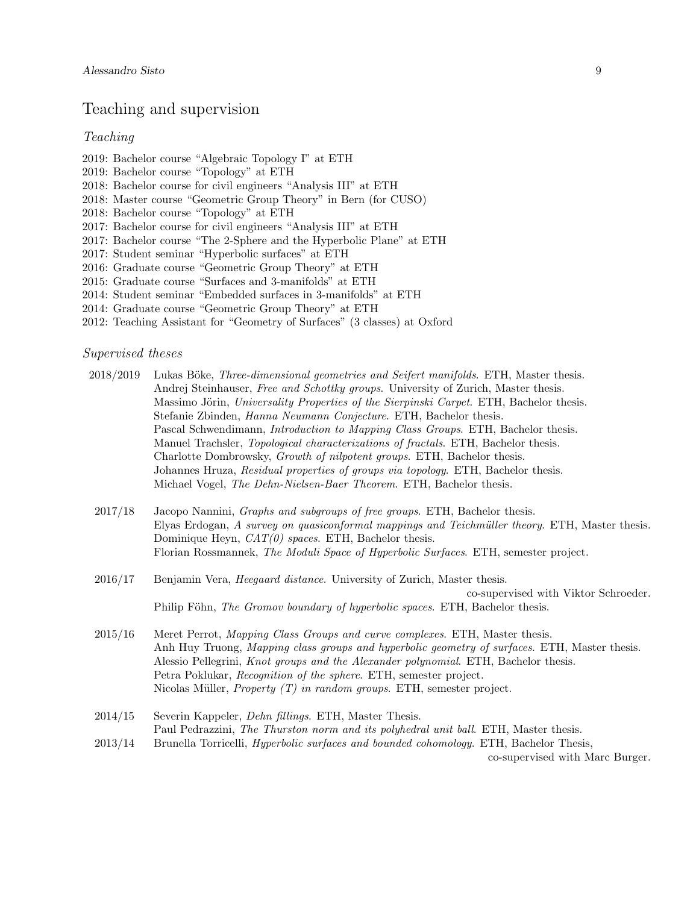## Teaching and supervision

### *Teaching*

2019: Bachelor course "Algebraic Topology I" at ETH
2019: Bachelor course "Topology" at ETH
2018: Bachelor course for civil engineers "Analysis III" at ETH
2018: Master course "Geometric Group Theory" in Bern (for CUSO)
2018: Bachelor course "Topology" at ETH
2017: Bachelor course for civil engineers "Analysis III" at ETH
2017: Bachelor course "The 2-Sphere and the Hyperbolic Plane" at ETH
2017: Student seminar "Hyperbolic surfaces" at ETH
2016: Graduate course "Geometric Group Theory" at ETH
2015: Graduate course "Surfaces and 3-manifolds" at ETH
2014: Student seminar "Embedded surfaces in 3-manifolds" at ETH
2014: Graduate course "Geometric Group Theory" at ETH
2012: Teaching Assistant for "Geometry of Surfaces" (3 classes) at Oxford

### *Supervised theses*

**2018/2019**

Lukas Böke, *Three-dimensional geometries and Seifert manifolds*. ETH, Master thesis.
Andrej Steinhauser, *Free and Schottky groups*. University of Zurich, Master thesis.
Massimo Jörin, *Universality Properties of the Sierpinski Carpet*. ETH, Bachelor thesis.
Stefanie Zbinden, *Hanna Neumann Conjecture*. ETH, Bachelor thesis.
Pascal Schwendimann, *Introduction to Mapping Class Groups*. ETH, Bachelor thesis.
Manuel Trachsler, *Topological characterizations of fractals*. ETH, Bachelor thesis.
Charlotte Dombrowsky, *Growth of nilpotent groups*. ETH, Bachelor thesis.
Johannes Hruza, *Residual properties of groups via topology*. ETH, Bachelor thesis.
Michael Vogel, *The Dehn-Nielsen-Baer Theorem*. ETH, Bachelor thesis.

**2017/18**

Jacopo Nannini, *Graphs and subgroups of free groups*. ETH, Bachelor thesis.
Elyas Erdogan, *A survey on quasiconformal mappings and Teichmüller theory*. ETH, Master thesis.
Dominique Heyn, *CAT(0) spaces*. ETH, Bachelor thesis.
Florian Rossmannek, *The Moduli Space of Hyperbolic Surfaces*. ETH, semester project.

**2016/17**

Benjamin Vera, *Heegaard distance*. University of Zurich, Master thesis.
co-supervised with Viktor Schroeder.
Philip Föhn, *The Gromov boundary of hyperbolic spaces*. ETH, Bachelor thesis.

**2015/16**

Meret Perrot, *Mapping Class Groups and curve complexes*. ETH, Master thesis.
Anh Huy Truong, *Mapping class groups and hyperbolic geometry of surfaces*. ETH, Master thesis.
Alessio Pellegrini, *Knot groups and the Alexander polynomial*. ETH, Bachelor thesis.
Petra Poklukar, *Recognition of the sphere*. ETH, semester project.
Nicolas Müller, *Property (T) in random groups*. ETH, semester project.

**2014/15**

Severin Kappeler, *Dehn fillings*. ETH, Master Thesis.
Paul Pedrazzini, *The Thurston norm and its polyhedral unit ball*. ETH, Master thesis.

**2013/14**

Brunella Torricelli, *Hyperbolic surfaces and bounded cohomology*. ETH, Bachelor Thesis,
co-supervised with Marc Burger.